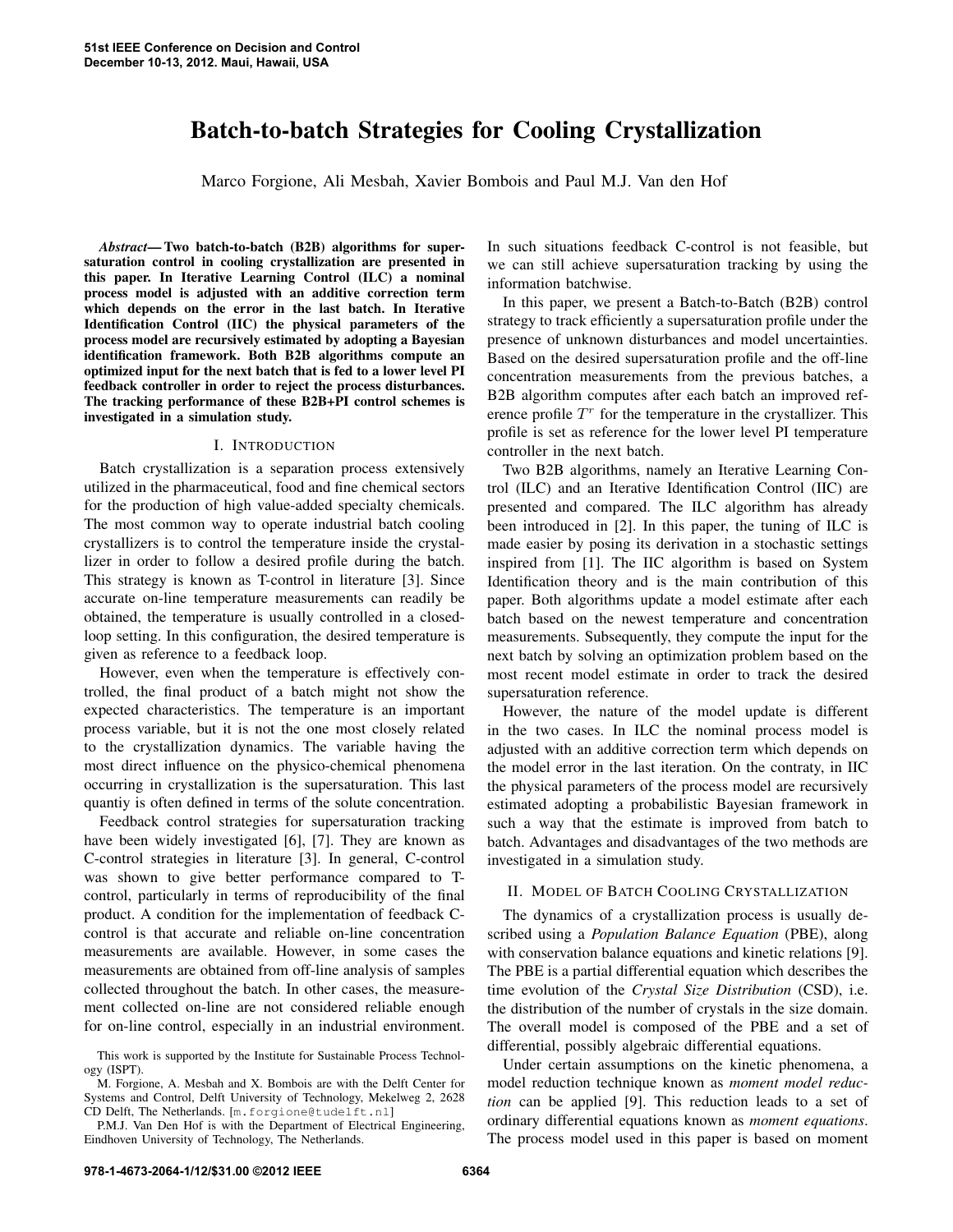# Batch-to-batch Strategies for Cooling Crystallization

Marco Forgione, Ali Mesbah, Xavier Bombois and Paul M.J. Van den Hof

***Abstract*— Two batch-to-batch (B2B) algorithms for supersaturation control in cooling crystallization are presented in this paper. In Iterative Learning Control (ILC) a nominal process model is adjusted with an additive correction term which depends on the error in the last batch. In Iterative Identification Control (IIC) the physical parameters of the process model are recursively estimated by adopting a Bayesian identification framework. Both B2B algorithms compute an optimized input for the next batch that is fed to a lower level PI feedback controller in order to reject the process disturbances. The tracking performance of these B2B+PI control schemes is investigated in a simulation study.**

## I. Introduction

Batch crystallization is a separation process extensively utilized in the pharmaceutical, food and fine chemical sectors for the production of high value-added specialty chemicals. The most common way to operate industrial batch cooling crystallizers is to control the temperature inside the crystallizer in order to follow a desired profile during the batch. This strategy is known as T-control in literature [3]. Since accurate on-line temperature measurements can readily be obtained, the temperature is usually controlled in a closed-loop setting. In this configuration, the desired temperature is given as reference to a feedback loop.

However, even when the temperature is effectively controlled, the final product of a batch might not show the expected characteristics. The temperature is an important process variable, but it is not the one most closely related to the crystallization dynamics. The variable having the most direct influence on the physico-chemical phenomena occurring in crystallization is the supersaturation. This last quantiy is often defined in terms of the solute concentration.

Feedback control strategies for supersaturation tracking have been widely investigated [6], [7]. They are known as C-control strategies in literature [3]. In general, C-control was shown to give better performance compared to T-control, particularly in terms of reproducibility of the final product. A condition for the implementation of feedback C-control is that accurate and reliable on-line concentration measurements are available. However, in some cases the measurements are obtained from off-line analysis of samples collected throughout the batch. In other cases, the measurement collected on-line are not considered reliable enough for on-line control, especially in an industrial environment. In such situations feedback C-control is not feasible, but we can still achieve supersaturation tracking by using the information batchwise.

In this paper, we present a Batch-to-Batch (B2B) control strategy to track efficiently a supersaturation profile under the presence of unknown disturbances and model uncertainties. Based on the desired supersaturation profile and the off-line concentration measurements from the previous batches, a B2B algorithm computes after each batch an improved reference profile $T^r$ for the temperature in the crystallizer. This profile is set as reference for the lower level PI temperature controller in the next batch.

Two B2B algorithms, namely an Iterative Learning Control (ILC) and an Iterative Identification Control (IIC) are presented and compared. The ILC algorithm has already been introduced in [2]. In this paper, the tuning of ILC is made easier by posing its derivation in a stochastic settings inspired from [1]. The IIC algorithm is based on System Identification theory and is the main contribution of this paper. Both algorithms update a model estimate after each batch based on the newest temperature and concentration measurements. Subsequently, they compute the input for the next batch by solving an optimization problem based on the most recent model estimate in order to track the desired supersaturation reference.

However, the nature of the model update is different in the two cases. In ILC the nominal process model is adjusted with an additive correction term which depends on the model error in the last iteration. On the contraty, in IIC the physical parameters of the process model are recursively estimated adopting a probabilistic Bayesian framework in such a way that the estimate is improved from batch to batch. Advantages and disadvantages of the two methods are investigated in a simulation study.

## II. Model of Batch Cooling Crystallization

The dynamics of a crystallization process is usually described using a *Population Balance Equation* (PBE), along with conservation balance equations and kinetic relations [9]. The PBE is a partial differential equation which describes the time evolution of the *Crystal Size Distribution* (CSD), i.e. the distribution of the number of crystals in the size domain. The overall model is composed of the PBE and a set of differential, possibly algebraic differential equations.

Under certain assumptions on the kinetic phenomena, a model reduction technique known as *moment model reduction* can be applied [9]. This reduction leads to a set of ordinary differential equations known as *moment equations*. The process model used in this paper is based on moment

This work is supported by the Institute for Sustainable Process Technology (ISPT).

M. Forgione, A. Mesbah and X. Bombois are with the Delft Center for Systems and Control, Delft University of Technology, Mekelweg 2, 2628 CD Delft, The Netherlands. [m.forgione@tudelft.nl]

P.M.J. Van Den Hof is with the Department of Electrical Engineering, Eindhoven University of Technology, The Netherlands.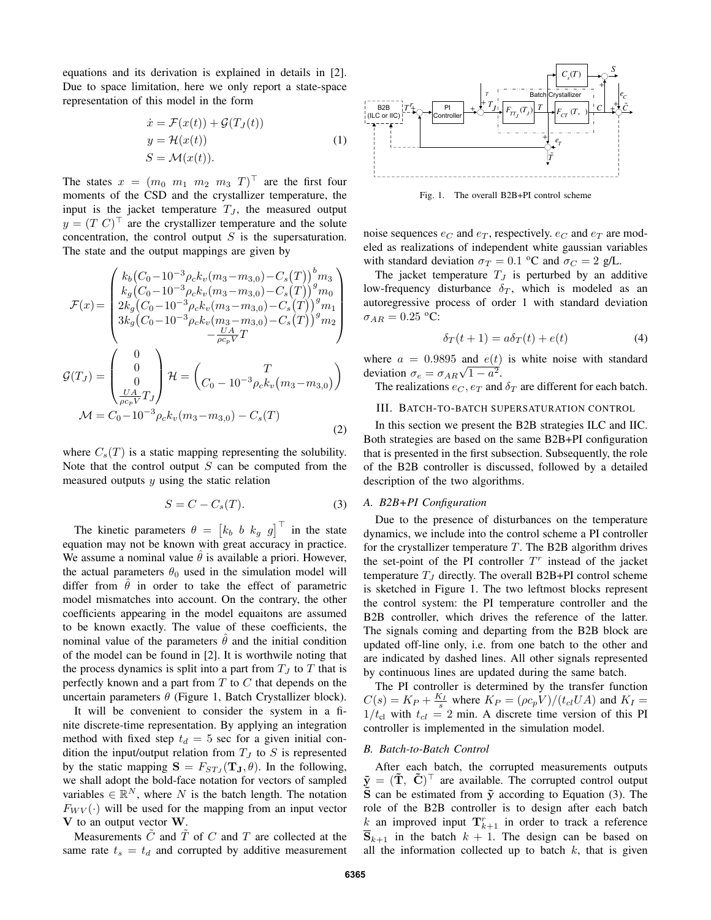equations and its derivation is explained in details in [2]. Due to space limitation, here we only report a state-space representation of this model in the form

$$
\begin{aligned}
\dot{x} &= \mathcal{F}(x(t)) + \mathcal{G}(T_J(t)) \\
y &= \mathcal{H}(x(t)) \\
S &= \mathcal{M}(x(t)).
\end{aligned} \tag{1}
$$

The states $x = (m_0\ m_1\ m_2\ m_3\ T)^\top$ are the first four moments of the CSD and the crystallizer temperature, the input is the jacket temperature $T_J$, the measured output $y = (T\ C)^\top$ are the crystallizer temperature and the solute concentration, the control output $S$ is the supersaturation. The state and the output mappings are given by

$$
\mathcal{F}(x) = \begin{pmatrix} k_b\big(C_0 - 10^{-3}\rho_c k_v(m_3 - m_{3,0}) - C_s\big(T\big)\big)^b m_3 \\ k_g\big(C_0 - 10^{-3}\rho_c k_v(m_3 - m_{3,0}) - C_s\big(T\big)\big)^g m_0 \\ 2k_g\big(C_0 - 10^{-3}\rho_c k_v(m_3 - m_{3,0}) - C_s\big(T\big)\big)^g m_1 \\ 3k_g\big(C_0 - 10^{-3}\rho_c k_v(m_3 - m_{3,0}) - C_s\big(T\big)\big)^g m_2 \\ -\frac{UA}{\rho c_p V} T \end{pmatrix}
$$

$$
\mathcal{G}(T_J) = \begin{pmatrix} 0 \\ 0 \\ 0 \\ \frac{UA}{\rho c_p V} T_J \end{pmatrix} \mathcal{H} = \begin{pmatrix} T \\ C_0 - 10^{-3}\rho_c k_v\big(m_3 - m_{3,0}\big) \end{pmatrix}
$$

$$
\mathcal{M} = C_0 - 10^{-3}\rho_c k_v(m_3 - m_{3,0}) - C_s(T) \tag{2}
$$

where $C_s(T)$ is a static mapping representing the solubility. Note that the control output $S$ can be computed from the measured outputs $y$ using the static relation

$$
S = C - C_s(T). \tag{3}
$$

The kinetic parameters $\theta = \begin{bmatrix} k_b & b & k_g & g \end{bmatrix}^\top$ in the state equation may not be known with great accuracy in practice. We assume a nominal value $\hat{\theta}$ is available a priori. However, the actual parameters $\theta_0$ used in the simulation model will differ from $\hat{\theta}$ in order to take the effect of parametric model mismatches into account. On the contrary, the other coefficients appearing in the model equaitons are assumed to be known exactly. The value of these coefficients, the nominal value of the parameters $\hat{\theta}$ and the initial condition of the model can be found in [2]. It is worthwile noting that the process dynamics is split into a part from $T_J$ to $T$ that is perfectly known and a part from $T$ to $C$ that depends on the uncertain parameters $\theta$ (Figure 1, Batch Crystallizer block).

It will be convenient to consider the system in a finite discrete-time representation. By applying an integration method with fixed step $t_d = 5$ sec for a given initial condition the input/output relation from $T_J$ to $S$ is represented by the static mapping $\mathbf{S} = F_{ST_J}(\mathbf{T_J}, \theta)$. In the following, we shall adopt the bold-face notation for vectors of sampled variables $\in \mathbb{R}^N$, where $N$ is the batch length. The notation $F_{WV}(\cdot)$ will be used for the mapping from an input vector $\mathbf{V}$ to an output vector $\mathbf{W}$.

Measurements $\tilde{C}$ and $\tilde{T}$ of $C$ and $T$ are collected at the same rate $t_s = t_d$ and corrupted by additive measurement

Fig. 1. The overall B2B+PI control scheme

noise sequences $e_C$ and $e_T$, respectively. $e_C$ and $e_T$ are modeled as realizations of independent white gaussian variables with standard deviation $\sigma_T = 0.1$ ºC and $\sigma_C = 2$ g/L.

The jacket temperature $T_J$ is perturbed by an additive low-frequency disturbance $\delta_T$, which is modeled as an autoregressive process of order 1 with standard deviation $\sigma_{AR} = 0.25$ ºC:

$$
\delta_T(t+1) = a\delta_T(t) + e(t) \tag{4}
$$

where $a = 0.9895$ and $e(t)$ is white noise with standard deviation $\sigma_e = \sigma_{AR}\sqrt{1 - a^2}$.

The realizations $e_C, e_T$ and $\delta_T$ are different for each batch.

## III. Batch-to-batch supersaturation control

In this section we present the B2B strategies ILC and IIC. Both strategies are based on the same B2B+PI configuration that is presented in the first subsection. Subsequently, the role of the B2B controller is discussed, followed by a detailed description of the two algorithms.

### A. B2B+PI Configuration

Due to the presence of disturbances on the temperature dynamics, we include into the control scheme a PI controller for the crystallizer temperature $T$. The B2B algorithm drives the set-point of the PI controller $T^r$ instead of the jacket temperature $T_J$ directly. The overall B2B+PI control scheme is sketched in Figure 1. The two leftmost blocks represent the control system: the PI temperature controller and the B2B controller, which drives the reference of the latter. The signals coming and departing from the B2B block are updated off-line only, i.e. from one batch to the other and are indicated by dashed lines. All other signals represented by continuous lines are updated during the same batch.

The PI controller is determined by the transfer function $C(s) = K_P + \frac{K_I}{s}$ where $K_P = (\rho c_p V)/(t_{cl} UA)$ and $K_I = 1/t_{\text{cl}}$ with $t_{cl} = 2$ min. A discrete time version of this PI controller is implemented in the simulation model.

### B. Batch-to-Batch Control

After each batch, the corrupted measurements outputs $\tilde{\mathbf{y}} = (\tilde{\mathbf{T}},\ \tilde{\mathbf{C}})^\top$ are available. The corrupted control output $\tilde{\mathbf{S}}$ can be estimated from $\tilde{\mathbf{y}}$ according to Equation (3). The role of the B2B controller is to design after each batch $k$ an improved input $\mathbf{T}^r_{k+1}$ in order to track a reference $\overline{\mathbf{S}}_{k+1}$ in the batch $k+1$. The design can be based on all the information collected up to batch $k$, that is given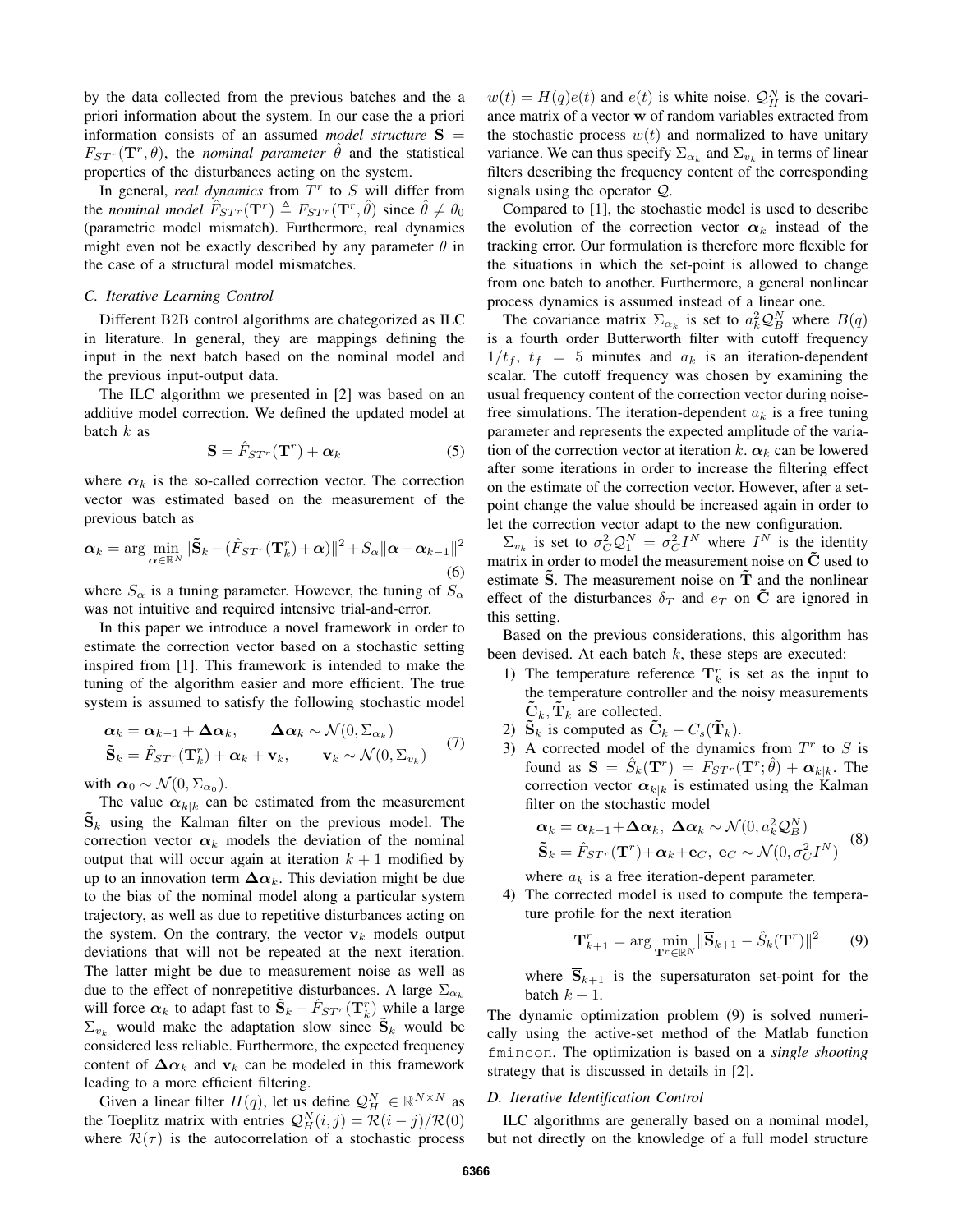by the data collected from the previous batches and the a priori information about the system. In our case the a priori information consists of an assumed *model structure* $\mathbf{S} = F_{ST^r}(\mathbf{T}^r, \theta)$, the *nominal parameter* $\hat{\theta}$ and the statistical properties of the disturbances acting on the system.

In general, *real dynamics* from $T^r$ to $S$ will differ from the *nominal model* $\hat{F}_{ST^r}(\mathbf{T}^r) \triangleq F_{ST^r}(\mathbf{T}^r, \hat{\theta})$ since $\hat{\theta} \neq \theta_0$ (parametric model mismatch). Furthermore, real dynamics might even not be exactly described by any parameter $\theta$ in the case of a structural model mismatches.

### C. Iterative Learning Control

Different B2B control algorithms are chategorized as ILC in literature. In general, they are mappings defining the input in the next batch based on the nominal model and the previous input-output data.

The ILC algorithm we presented in [2] was based on an additive model correction. We defined the updated model at batch $k$ as

$$\mathbf{S} = \hat{F}_{ST^r}(\mathbf{T}^r) + \boldsymbol{\alpha}_k \tag{5}$$

where $\boldsymbol{\alpha}_k$ is the so-called correction vector. The correction vector was estimated based on the measurement of the previous batch as

$$\boldsymbol{\alpha}_k = \arg\min_{\boldsymbol{\alpha} \in \mathbb{R}^N} \|\tilde{\mathbf{S}}_k - (\hat{F}_{ST^r}(\mathbf{T}^r_k) + \boldsymbol{\alpha})\|^2 + S_\alpha \|\boldsymbol{\alpha} - \boldsymbol{\alpha}_{k-1}\|^2 \tag{6}$$

where $S_\alpha$ is a tuning parameter. However, the tuning of $S_\alpha$ was not intuitive and required intensive trial-and-error.

In this paper we introduce a novel framework in order to estimate the correction vector based on a stochastic setting inspired from [1]. This framework is intended to make the tuning of the algorithm easier and more efficient. The true system is assumed to satisfy the following stochastic model

$$\begin{aligned} \boldsymbol{\alpha}_k &= \boldsymbol{\alpha}_{k-1} + \boldsymbol{\Delta\alpha}_k, \qquad \boldsymbol{\Delta\alpha}_k \sim \mathcal{N}(0, \Sigma_{\alpha_k}) \\ \tilde{\mathbf{S}}_k &= \hat{F}_{ST^r}(\mathbf{T}^r_k) + \boldsymbol{\alpha}_k + \mathbf{v}_k, \qquad \mathbf{v}_k \sim \mathcal{N}(0, \Sigma_{v_k}) \end{aligned} \tag{7}$$

with $\boldsymbol{\alpha}_0 \sim \mathcal{N}(0, \Sigma_{\alpha_0})$.

The value $\boldsymbol{\alpha}_{k|k}$ can be estimated from the measurement $\tilde{\mathbf{S}}_k$ using the Kalman filter on the previous model. The correction vector $\boldsymbol{\alpha}_k$ models the deviation of the nominal output that will occur again at iteration $k+1$ modified by up to an innovation term $\boldsymbol{\Delta\alpha}_k$. This deviation might be due to the bias of the nominal model along a particular system trajectory, as well as due to repetitive disturbances acting on the system. On the contrary, the vector $\mathbf{v}_k$ models output deviations that will not be repeated at the next iteration. The latter might be due to measurement noise as well as due to the effect of nonrepetitive disturbances. A large $\Sigma_{\alpha_k}$ will force $\boldsymbol{\alpha}_k$ to adapt fast to $\tilde{\mathbf{S}}_k - \hat{F}_{ST^r}(\mathbf{T}^r_k)$ while a large $\Sigma_{v_k}$ would make the adaptation slow since $\tilde{\mathbf{S}}_k$ would be considered less reliable. Furthermore, the expected frequency content of $\boldsymbol{\Delta\alpha}_k$ and $\mathbf{v}_k$ can be modeled in this framework leading to a more efficient filtering.

Given a linear filter $H(q)$, let us define $\mathcal{Q}_H^N \in \mathbb{R}^{N \times N}$ as the Toeplitz matrix with entries $\mathcal{Q}_H^N(i,j) = \mathcal{R}(i-j)/\mathcal{R}(0)$ where $\mathcal{R}(\tau)$ is the autocorrelation of a stochastic process $w(t) = H(q)e(t)$ and $e(t)$ is white noise. $\mathcal{Q}_H^N$ is the covariance matrix of a vector $\mathbf{w}$ of random variables extracted from the stochastic process $w(t)$ and normalized to have unitary variance. We can thus specify $\Sigma_{\alpha_k}$ and $\Sigma_{v_k}$ in terms of linear filters describing the frequency content of the corresponding signals using the operator $\mathcal{Q}$.

Compared to [1], the stochastic model is used to describe the evolution of the correction vector $\boldsymbol{\alpha}_k$ instead of the tracking error. Our formulation is therefore more flexible for the situations in which the set-point is allowed to change from one batch to another. Furthermore, a general nonlinear process dynamics is assumed instead of a linear one.

The covariance matrix $\Sigma_{\alpha_k}$ is set to $a_k^2 \mathcal{Q}_B^N$ where $B(q)$ is a fourth order Butterworth filter with cutoff frequency $1/t_f$, $t_f = 5$ minutes and $a_k$ is an iteration-dependent scalar. The cutoff frequency was chosen by examining the usual frequency content of the correction vector during noise-free simulations. The iteration-dependent $a_k$ is a free tuning parameter and represents the expected amplitude of the variation of the correction vector at iteration $k$. $\boldsymbol{\alpha}_k$ can be lowered after some iterations in order to increase the filtering effect on the estimate of the correction vector. However, after a set-point change the value should be increased again in order to let the correction vector adapt to the new configuration.

$\Sigma_{v_k}$ is set to $\sigma_C^2 \mathcal{Q}_1^N = \sigma_C^2 I^N$ where $I^N$ is the identity matrix in order to model the measurement noise on $\tilde{\mathbf{C}}$ used to estimate $\tilde{\mathbf{S}}$. The measurement noise on $\tilde{\mathbf{T}}$ and the nonlinear effect of the disturbances $\delta_T$ and $e_T$ on $\tilde{\mathbf{C}}$ are ignored in this setting.

Based on the previous considerations, this algorithm has been devised. At each batch $k$, these steps are executed:

1) The temperature reference $\mathbf{T}^r_k$ is set as the input to the temperature controller and the noisy measurements $\tilde{\mathbf{C}}_k, \tilde{\mathbf{T}}_k$ are collected.
2) $\tilde{\mathbf{S}}_k$ is computed as $\tilde{\mathbf{C}}_k - C_s(\tilde{\mathbf{T}}_k)$.
3) A corrected model of the dynamics from $T^r$ to $S$ is found as $\mathbf{S} = \hat{S}_k(\mathbf{T}^r) = F_{ST^r}(\mathbf{T}^r; \hat{\theta}) + \boldsymbol{\alpha}_{k|k}$. The correction vector $\boldsymbol{\alpha}_{k|k}$ is estimated using the Kalman filter on the stochastic model

$$\begin{aligned} &\boldsymbol{\alpha}_k = \boldsymbol{\alpha}_{k-1} + \boldsymbol{\Delta\alpha}_k, \ \boldsymbol{\Delta\alpha}_k \sim \mathcal{N}(0, a_k^2 \mathcal{Q}_B^N) \\ &\tilde{\mathbf{S}}_k = \hat{F}_{ST^r}(\mathbf{T}^r) + \boldsymbol{\alpha}_k + \mathbf{e}_C, \ \mathbf{e}_C \sim \mathcal{N}(0, \sigma_C^2 I^N) \end{aligned} \tag{8}$$

   where $a_k$ is a free iteration-depent parameter.
4) The corrected model is used to compute the temperature profile for the next iteration

$$\mathbf{T}^r_{k+1} = \arg\min_{\mathbf{T}^r \in \mathbb{R}^N} \|\overline{\mathbf{S}}_{k+1} - \hat{S}_k(\mathbf{T}^r)\|^2 \tag{9}$$

   where $\overline{\mathbf{S}}_{k+1}$ is the supersaturaton set-point for the batch $k+1$.

The dynamic optimization problem (9) is solved numerically using the active-set method of the Matlab function `fmincon`. The optimization is based on a *single shooting* strategy that is discussed in details in [2].

### D. Iterative Identification Control

ILC algorithms are generally based on a nominal model, but not directly on the knowledge of a full model structure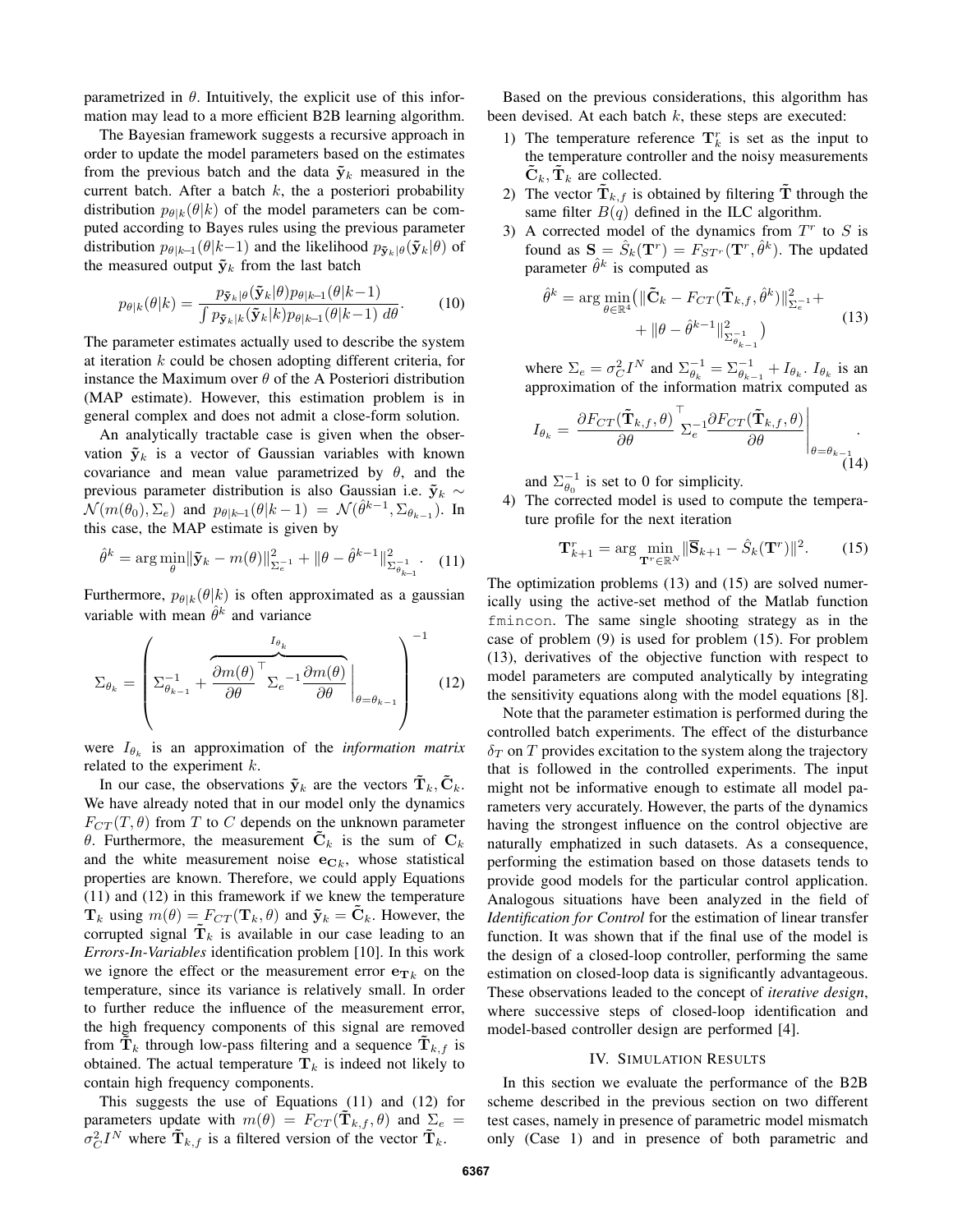parametrized in $\theta$. Intuitively, the explicit use of this information may lead to a more efficient B2B learning algorithm.

The Bayesian framework suggests a recursive approach in order to update the model parameters based on the estimates from the previous batch and the data $\tilde{\mathbf{y}}_k$ measured in the current batch. After a batch $k$, the a posteriori probability distribution $p_{\theta|k}(\theta|k)$ of the model parameters can be computed according to Bayes rules using the previous parameter distribution $p_{\theta|k\text{-}1}(\theta|k\text{-}1)$ and the likelihood $p_{\tilde{\mathbf{y}}_k|\theta}(\tilde{\mathbf{y}}_k|\theta)$ of the measured output $\tilde{\mathbf{y}}_k$ from the last batch

$$p_{\theta|k}(\theta|k) = \frac{p_{\tilde{\mathbf{y}}_k|\theta}(\tilde{\mathbf{y}}_k|\theta)p_{\theta|k\text{-}1}(\theta|k-1)}{\int p_{\tilde{\mathbf{y}}_k|k}(\tilde{\mathbf{y}}_k|k)p_{\theta|k\text{-}1}(\theta|k-1)\, d\theta}. \tag{10}$$

The parameter estimates actually used to describe the system at iteration $k$ could be chosen adopting different criteria, for instance the Maximum over $\theta$ of the A Posteriori distribution (MAP estimate). However, this estimation problem is in general complex and does not admit a close-form solution.

An analytically tractable case is given when the observation $\tilde{\mathbf{y}}_k$ is a vector of Gaussian variables with known covariance and mean value parametrized by $\theta$, and the previous parameter distribution is also Gaussian i.e. $\tilde{\mathbf{y}}_k \sim \mathcal{N}(m(\theta_0), \Sigma_e)$ and $p_{\theta|k\text{-}1}(\theta|k-1) = \mathcal{N}(\hat{\theta}^{k-1}, \Sigma_{\theta_{k-1}})$. In this case, the MAP estimate is given by

$$\hat{\theta}^k = \arg\min_{\theta} \|\tilde{\mathbf{y}}_k - m(\theta)\|^2_{\Sigma_e^{-1}} + \|\theta - \hat{\theta}^{k-1}\|^2_{\Sigma^{-1}_{\theta_{k-1}}}. \tag{11}$$

Furthermore, $p_{\theta|k}(\theta|k)$ is often approximated as a gaussian variable with mean $\hat{\theta}^k$ and variance

$$\Sigma_{\theta_k} = \left( \Sigma^{-1}_{\theta_{k-1}} + \overbrace{\frac{\partial m(\theta)}{\partial \theta}^{\top} \Sigma_e{}^{-1} \frac{\partial m(\theta)}{\partial \theta} \bigg|_{\theta=\theta_{k-1}}}^{I_{\theta_k}} \right)^{-1} \tag{12}$$

were $I_{\theta_k}$ is an approximation of the *information matrix* related to the experiment $k$.

In our case, the observations $\tilde{\mathbf{y}}_k$ are the vectors $\tilde{\mathbf{T}}_k, \tilde{\mathbf{C}}_k$. We have already noted that in our model only the dynamics $F_{CT}(T, \theta)$ from $T$ to $C$ depends on the unknown parameter $\theta$. Furthermore, the measurement $\tilde{\mathbf{C}}_k$ is the sum of $\mathbf{C}_k$ and the white measurement noise $\mathbf{e}_{\mathbf{C}k}$, whose statistical properties are known. Therefore, we could apply Equations (11) and (12) in this framework if we knew the temperature $\mathbf{T}_k$ using $m(\theta) = F_{CT}(\mathbf{T}_k, \theta)$ and $\tilde{\mathbf{y}}_k = \tilde{\mathbf{C}}_k$. However, the corrupted signal $\tilde{\mathbf{T}}_k$ is available in our case leading to an *Errors-In-Variables* identification problem [10]. In this work we ignore the effect or the measurement error $\mathbf{e}_{\mathbf{T}k}$ on the temperature, since its variance is relatively small. In order to further reduce the influence of the measurement error, the high frequency components of this signal are removed from $\tilde{\mathbf{T}}_k$ through low-pass filtering and a sequence $\tilde{\mathbf{T}}_{k,f}$ is obtained. The actual temperature $\mathbf{T}_k$ is indeed not likely to contain high frequency components.

This suggests the use of Equations (11) and (12) for parameters update with $m(\theta) = F_{CT}(\tilde{\mathbf{T}}_{k,f}, \theta)$ and $\Sigma_e = \sigma_C^2 I^N$ where $\tilde{\mathbf{T}}_{k,f}$ is a filtered version of the vector $\tilde{\mathbf{T}}_k$.

Based on the previous considerations, this algorithm has been devised. At each batch $k$, these steps are executed:

1) The temperature reference $\mathbf{T}_k^r$ is set as the input to the temperature controller and the noisy measurements $\tilde{\mathbf{C}}_k, \tilde{\mathbf{T}}_k$ are collected.
2) The vector $\tilde{\mathbf{T}}_{k,f}$ is obtained by filtering $\tilde{\mathbf{T}}$ through the same filter $B(q)$ defined in the ILC algorithm.
3) A corrected model of the dynamics from $T^r$ to $S$ is found as $\mathbf{S} = \hat{S}_k(\mathbf{T}^r) = F_{ST^r}(\mathbf{T}^r, \hat{\theta}^k)$. The updated parameter $\hat{\theta}^k$ is computed as

$$\hat{\theta}^k = \arg\min_{\theta \in \mathbb{R}^4} \big( \|\tilde{\mathbf{C}}_k - F_{CT}(\tilde{\mathbf{T}}_{k,f}, \hat{\theta}^k)\|^2_{\Sigma_e^{-1}} + \|\theta - \hat{\theta}^{k-1}\|^2_{\Sigma^{-1}_{\theta_{k-1}}} \big) \tag{13}$$

where $\Sigma_e = \sigma_C^2 I^N$ and $\Sigma^{-1}_{\theta_k} = \Sigma^{-1}_{\theta_{k-1}} + I_{\theta_k}$. $I_{\theta_k}$ is an approximation of the information matrix computed as

$$I_{\theta_k} = \frac{\partial F_{CT}(\tilde{\mathbf{T}}_{k,f}, \theta)}{\partial \theta}^{\top} \Sigma_e^{-1} \frac{\partial F_{CT}(\tilde{\mathbf{T}}_{k,f}, \theta)}{\partial \theta} \bigg|_{\theta=\theta_{k-1}}. \tag{14}$$

and $\Sigma^{-1}_{\theta_0}$ is set to 0 for simplicity.
4) The corrected model is used to compute the temperature profile for the next iteration

$$\mathbf{T}^r_{k+1} = \arg\min_{\mathbf{T}^r \in \mathbb{R}^N} \|\overline{\mathbf{S}}_{k+1} - \hat{S}_k(\mathbf{T}^r)\|^2. \tag{15}$$

The optimization problems (13) and (15) are solved numerically using the active-set method of the Matlab function `fmincon`. The same single shooting strategy as in the case of problem (9) is used for problem (15). For problem (13), derivatives of the objective function with respect to model parameters are computed analytically by integrating the sensitivity equations along with the model equations [8].

Note that the parameter estimation is performed during the controlled batch experiments. The effect of the disturbance $\delta_T$ on $T$ provides excitation to the system along the trajectory that is followed in the controlled experiments. The input might not be informative enough to estimate all model parameters very accurately. However, the parts of the dynamics having the strongest influence on the control objective are naturally emphatized in such datasets. As a consequence, performing the estimation based on those datasets tends to provide good models for the particular control application. Analogous situations have been analyzed in the field of *Identification for Control* for the estimation of linear transfer function. It was shown that if the final use of the model is the design of a closed-loop controller, performing the same estimation on closed-loop data is significantly advantageous. These observations leaded to the concept of *iterative design*, where successive steps of closed-loop identification and model-based controller design are performed [4].

## IV. Simulation Results

In this section we evaluate the performance of the B2B scheme described in the previous section on two different test cases, namely in presence of parametric model mismatch only (Case 1) and in presence of both parametric and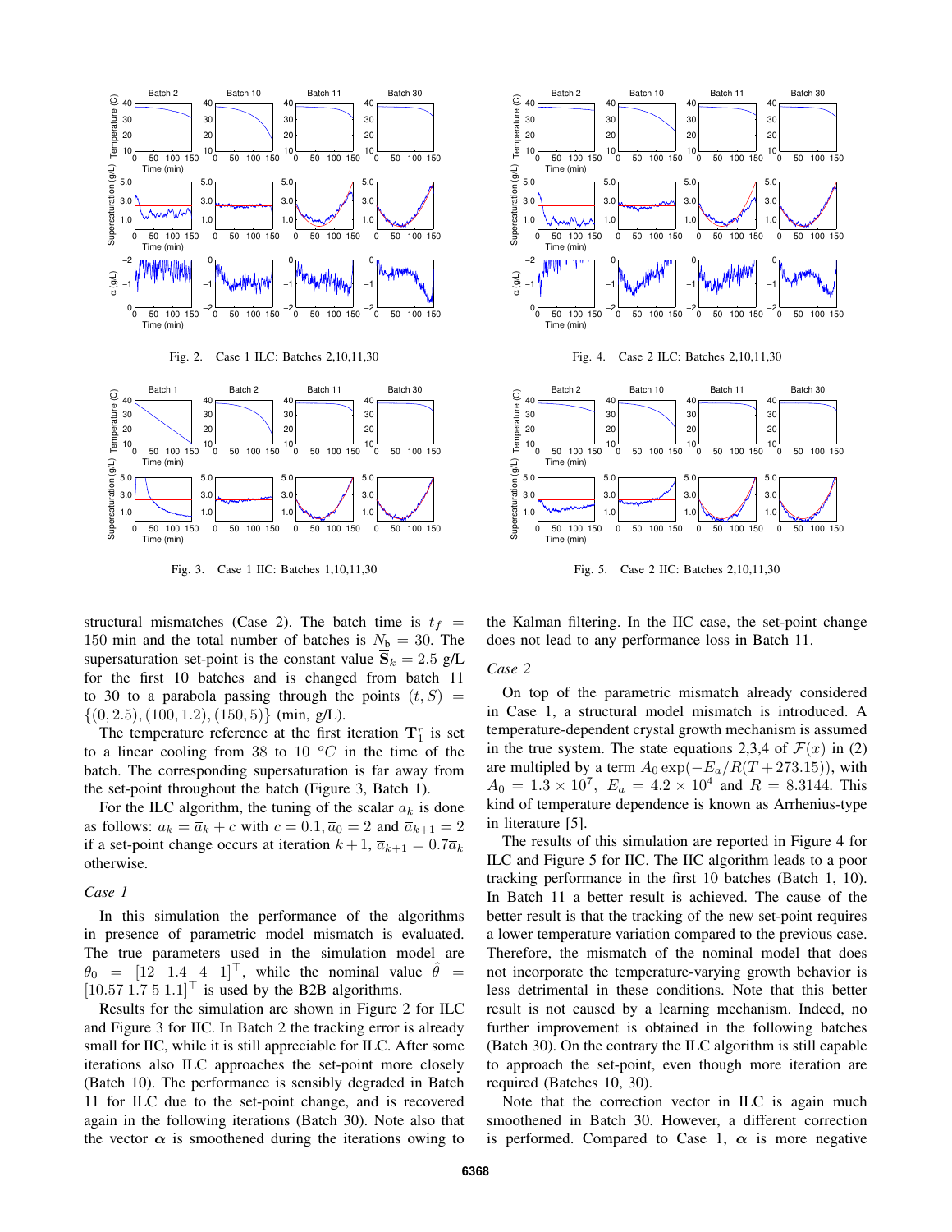Fig. 2. Case 1 ILC: Batches 2,10,11,30

Fig. 3. Case 1 IIC: Batches 1,10,11,30

Fig. 4. Case 2 ILC: Batches 2,10,11,30

Fig. 5. Case 2 IIC: Batches 2,10,11,30

structural mismatches (Case 2). The batch time is $t_f = 150$ min and the total number of batches is $N_b = 30$. The supersaturation set-point is the constant value $\overline{\mathbf{S}}_k = 2.5$ g/L for the first 10 batches and is changed from batch 11 to 30 to a parabola passing through the points $(t, S) = \{(0, 2.5), (100, 1.2), (150, 5)\}$ (min, g/L).

The temperature reference at the first iteration $\mathbf{T}_1^r$ is set to a linear cooling from 38 to 10 $^oC$ in the time of the batch. The corresponding supersaturation is far away from the set-point throughout the batch (Figure 3, Batch 1).

For the ILC algorithm, the tuning of the scalar $a_k$ is done as follows: $a_k = \overline{a}_k + c$ with $c = 0.1, \overline{a}_0 = 2$ and $\overline{a}_{k+1} = 2$ if a set-point change occurs at iteration $k+1$, $\overline{a}_{k+1} = 0.7\overline{a}_k$ otherwise.

*Case 1*

In this simulation the performance of the algorithms in presence of parametric model mismatch is evaluated. The true parameters used in the simulation model are $\theta_0 = [12 \;\; 1.4 \;\; 4 \;\; 1]^\top$, while the nominal value $\hat{\theta} = [10.57 \; 1.7 \; 5 \; 1.1]^\top$ is used by the B2B algorithms.

Results for the simulation are shown in Figure 2 for ILC and Figure 3 for IIC. In Batch 2 the tracking error is already small for IIC, while it is still appreciable for ILC. After some iterations also ILC approaches the set-point more closely (Batch 10). The performance is sensibly degraded in Batch 11 for ILC due to the set-point change, and is recovered again in the following iterations (Batch 30). Note also that the vector $\boldsymbol{\alpha}$ is smoothened during the iterations owing to the Kalman filtering. In the IIC case, the set-point change does not lead to any performance loss in Batch 11.

*Case 2*

On top of the parametric mismatch already considered in Case 1, a structural model mismatch is introduced. A temperature-dependent crystal growth mechanism is assumed in the true system. The state equations 2,3,4 of $\mathcal{F}(x)$ in (2) are multiplied by a term $A_0 \exp(-E_a/R(T+273.15))$, with $A_0 = 1.3 \times 10^7$, $E_a = 4.2 \times 10^4$ and $R = 8.3144$. This kind of temperature dependence is known as Arrhenius-type in literature [5].

The results of this simulation are reported in Figure 4 for ILC and Figure 5 for IIC. The IIC algorithm leads to a poor tracking performance in the first 10 batches (Batch 1, 10). In Batch 11 a better result is achieved. The cause of the better result is that the tracking of the new set-point requires a lower temperature variation compared to the previous case. Therefore, the mismatch of the nominal model that does not incorporate the temperature-varying growth behavior is less detrimental in these conditions. Note that this better result is not caused by a learning mechanism. Indeed, no further improvement is obtained in the following batches (Batch 30). On the contrary the ILC algorithm is still capable to approach the set-point, even though more iteration are required (Batches 10, 30).

Note that the correction vector in ILC is again much smoothened in Batch 30. However, a different correction is performed. Compared to Case 1, $\boldsymbol{\alpha}$ is more negative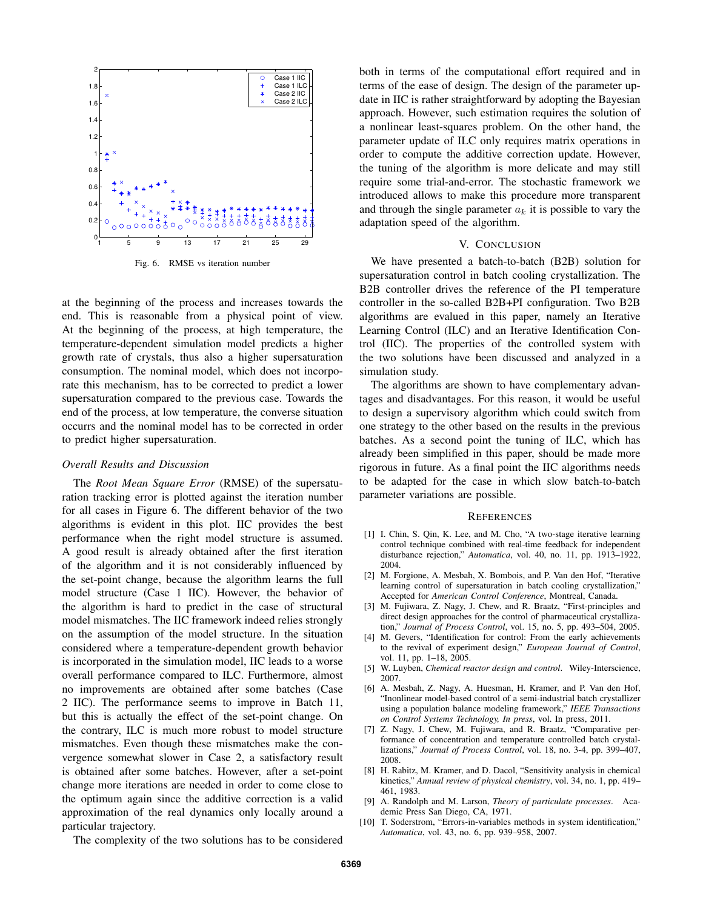2

1.8

1.6

1.4

1.2

1

0.8

0.6

0.4

0.2

0

1 5 9 13 17 21 25 29

Case 1 IIC
Case 1 ILC
Case 2 IIC
Case 2 ILC

Fig. 6. RMSE vs iteration number

at the beginning of the process and increases towards the end. This is reasonable from a physical point of view. At the beginning of the process, at high temperature, the temperature-dependent simulation model predicts a higher growth rate of crystals, thus also a higher supersaturation consumption. The nominal model, which does not incorporate this mechanism, has to be corrected to predict a lower supersaturation compared to the previous case. Towards the end of the process, at low temperature, the converse situation occurs and the nominal model has to be corrected in order to predict higher supersaturation.

### *Overall Results and Discussion*

The *Root Mean Square Error* (RMSE) of the supersaturation tracking error is plotted against the iteration number for all cases in Figure 6. The different behavior of the two algorithms is evident in this plot. IIC provides the best performance when the right model structure is assumed. A good result is already obtained after the first iteration of the algorithm and it is not considerably influenced by the set-point change, because the algorithm learns the full model structure (Case 1 IIC). However, the behavior of the algorithm is hard to predict in the case of structural model mismatches. The IIC framework indeed relies strongly on the assumption of the model structure. In the situation considered where a temperature-dependent growth behavior is incorporated in the simulation model, IIC leads to a worse overall performance compared to ILC. Furthermore, almost no improvements are obtained after some batches (Case 2 IIC). The performance seems to improve in Batch 11, but this is actually the effect of the set-point change. On the contrary, ILC is much more robust to model structure mismatches. Even though these mismatches make the convergence somewhat slower in Case 2, a satisfactory result is obtained after some batches. However, after a set-point change more iterations are needed in order to come close to the optimum again since the additive correction is a valid approximation of the real dynamics only locally around a particular trajectory.

The complexity of the two solutions has to be considered both in terms of the computational effort required and in terms of the ease of design. The design of the parameter update in IIC is rather straightforward by adopting the Bayesian approach. However, such estimation requires the solution of a nonlinear least-squares problem. On the other hand, the parameter update of ILC only requires matrix operations in order to compute the additive correction update. However, the tuning of the algorithm is more delicate and may still require some trial-and-error. The stochastic framework we introduced allows to make this procedure more transparent and through the single parameter $a_k$ it is possible to vary the adaptation speed of the algorithm.

## V. Conclusion

We have presented a batch-to-batch (B2B) solution for supersaturation control in batch cooling crystallization. The B2B controller drives the reference of the PI temperature controller in the so-called B2B+PI configuration. Two B2B algorithms are evalued in this paper, namely an Iterative Learning Control (ILC) and an Iterative Identification Control (IIC). The properties of the controlled system with the two solutions have been discussed and analyzed in a simulation study.

The algorithms are shown to have complementary advantages and disadvantages. For this reason, it would be useful to design a supervisory algorithm which could switch from one strategy to the other based on the results in the previous batches. As a second point the tuning of ILC, which has already been simplified in this paper, should be made more rigorous in future. As a final point the IIC algorithms needs to be adapted for the case in which slow batch-to-batch parameter variations are possible.

## References

[1] I. Chin, S. Qin, K. Lee, and M. Cho, "A two-stage iterative learning control technique combined with real-time feedback for independent disturbance rejection," *Automatica*, vol. 40, no. 11, pp. 1913–1922, 2004.

[2] M. Forgione, A. Mesbah, X. Bombois, and P. Van den Hof, "Iterative learning control of supersaturation in batch cooling crystallization," Accepted for *American Control Conference*, Montreal, Canada.

[3] M. Fujiwara, Z. Nagy, J. Chew, and R. Braatz, "First-principles and direct design approaches for the control of pharmaceutical crystallization," *Journal of Process Control*, vol. 15, no. 5, pp. 493–504, 2005.

[4] M. Gevers, "Identification for control: From the early achievements to the revival of experiment design," *European Journal of Control*, vol. 11, pp. 1–18, 2005.

[5] W. Luyben, *Chemical reactor design and control*. Wiley-Interscience, 2007.

[6] A. Mesbah, Z. Nagy, A. Huesman, H. Kramer, and P. Van den Hof, "Inonlinear model-based control of a semi-industrial batch crystallizer using a population balance modeling framework," *IEEE Transactions on Control Systems Technology, In press*, vol. In press, 2011.

[7] Z. Nagy, J. Chew, M. Fujiwara, and R. Braatz, "Comparative performance of concentration and temperature controlled batch crystallizations," *Journal of Process Control*, vol. 18, no. 3-4, pp. 399–407, 2008.

[8] H. Rabitz, M. Kramer, and D. Dacol, "Sensitivity analysis in chemical kinetics," *Annual review of physical chemistry*, vol. 34, no. 1, pp. 419–461, 1983.

[9] A. Randolph and M. Larson, *Theory of particulate processes*. Academic Press San Diego, CA, 1971.

[10] T. Soderstrom, "Errors-in-variables methods in system identification," *Automatica*, vol. 43, no. 6, pp. 939–958, 2007.